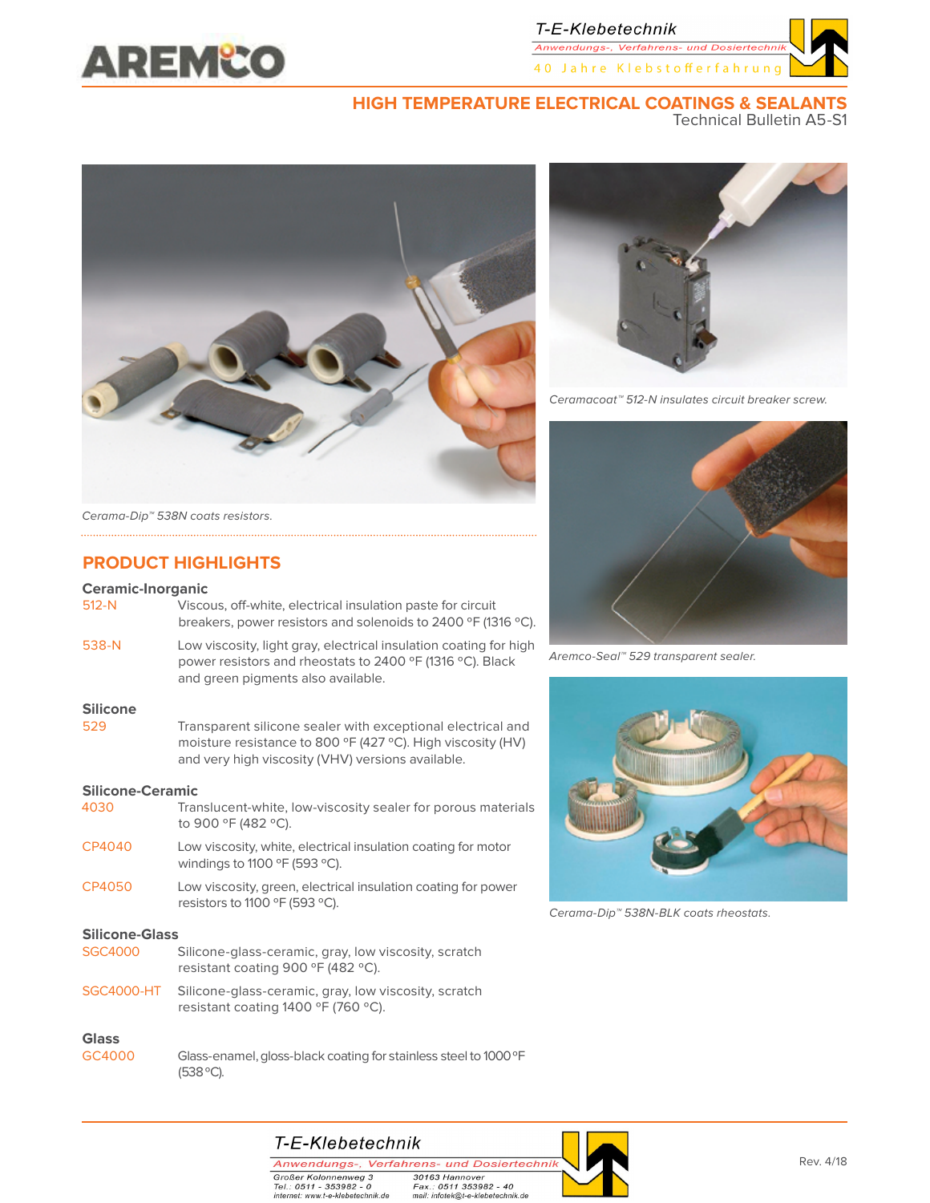# HIGH TEMPERATURE ELECTRICAL COATINGS & SEALANTS

Technical Bulletin A5-S1

*Cerama-Dip™ 538N coats resistors.*

*Ceramacoat™ 512-N insulates circuit breaker screw.*

*Aremco-Seal™ 529 transparent sealer.*

*Cerama-Dip™ 538N-BLK coats rheostats.*

## PRODUCT HIGHLIGHTS

### Ceramic-Inorganic

**512-N** Viscous, off-white, electrical insulation paste for circuit breakers, power resistors and solenoids to 2400 °F (1316 °C).

**538-N** Low viscosity, light gray, electrical insulation coating for high power resistors and rheostats to 2400 °F (1316 °C). Black and green pigments also available.

### Silicone

**529** Transparent silicone sealer with exceptional electrical and moisture resistance to 800 °F (427 °C). High viscosity (HV) and very high viscosity (VHV) versions available.

### Silicone-Ceramic

**4030** Translucent-white, low-viscosity sealer for porous materials to 900 °F (482 °C).

**CP4040** Low viscosity, white, electrical insulation coating for motor windings to 1100 °F (593 °C).

**CP4050** Low viscosity, green, electrical insulation coating for power resistors to 1100 °F (593 °C).

### Silicone-Glass

**SGC4000** Silicone-glass-ceramic, gray, low viscosity, scratch resistant coating 900 °F (482 °C).

**SGC4000-HT** Silicone-glass-ceramic, gray, low viscosity, scratch resistant coating 1400 °F (760 °C).

### Glass

**GC4000** Glass-enamel, gloss-black coating for stainless steel to 1000 °F (538 °C).

T-E-Klebetechnik
Anwendungs-, Verfahrens- und Dosiertechnik
Großer Kolonnenweg 3, 30163 Hannover
Tel.: 0511 - 353982 - 0, Fax.: 0511 353982 - 40
internet: www.t-e-klebetechnik.de, mail: infotek@t-e-klebetechnik.de

Rev. 4/18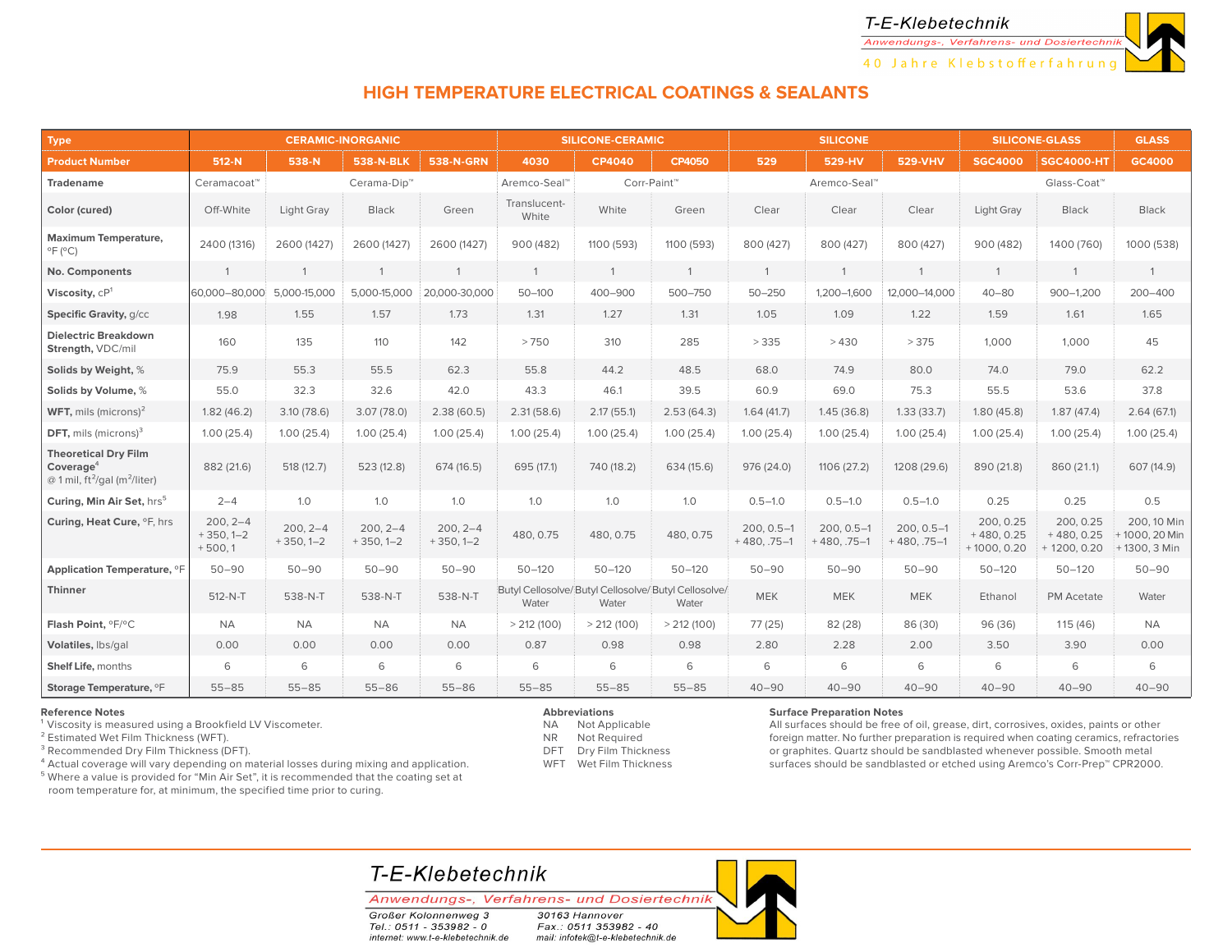T-E-Klebetechnik

Anwendungs-, Verfahrens- und Dosiertechnik

40 Jahre Klebstofferfahrung

# HIGH TEMPERATURE ELECTRICAL COATINGS & SEALANTS

| Type | CERAMIC-INORGANIC | | | | SILICONE-CERAMIC | | | SILICONE | | | SILICONE-GLASS | | GLASS |
|---|---|---|---|---|---|---|---|---|---|---|---|---|---|
| **Product Number** | 512-N | 538-N | 538-N-BLK | 538-N-GRN | 4030 | CP4040 | CP4050 | 529 | 529-HV | 529-VHV | SGC4000 | SGC4000-HT | GC4000 |
| **Tradename** | Ceramacoat™ | Cerama-Dip™ | | | Aremco-Seal™ | Corr-Paint™ | | Aremco-Seal™ | | | Glass-Coat™ | | |
| **Color (cured)** | Off-White | Light Gray | Black | Green | Translucent-White | White | Green | Clear | Clear | Clear | Light Gray | Black | Black |
| **Maximum Temperature,** °F (°C) | 2400 (1316) | 2600 (1427) | 2600 (1427) | 2600 (1427) | 900 (482) | 1100 (593) | 1100 (593) | 800 (427) | 800 (427) | 800 (427) | 900 (482) | 1400 (760) | 1000 (538) |
| **No. Components** | 1 | 1 | 1 | 1 | 1 | 1 | 1 | 1 | 1 | 1 | 1 | 1 | 1 |
| **Viscosity,** cP[1] | 60,000–80,000 | 5,000-15,000 | 5,000-15,000 | 20,000-30,000 | 50–100 | 400–900 | 500–750 | 50–250 | 1,200–1,600 | 12,000–14,000 | 40–80 | 900–1,200 | 200–400 |
| **Specific Gravity,** g/cc | 1.98 | 1.55 | 1.57 | 1.73 | 1.31 | 1.27 | 1.31 | 1.05 | 1.09 | 1.22 | 1.59 | 1.61 | 1.65 |
| **Dielectric Breakdown Strength,** VDC/mil | 160 | 135 | 110 | 142 | > 750 | 310 | 285 | > 335 | > 430 | > 375 | 1,000 | 1,000 | 45 |
| **Solids by Weight,** % | 75.9 | 55.3 | 55.5 | 62.3 | 55.8 | 44.2 | 48.5 | 68.0 | 74.9 | 80.0 | 74.0 | 79.0 | 62.2 |
| **Solids by Volume,** % | 55.0 | 32.3 | 32.6 | 42.0 | 43.3 | 46.1 | 39.5 | 60.9 | 69.0 | 75.3 | 55.5 | 53.6 | 37.8 |
| **WFT,** mils (microns)[2] | 1.82 (46.2) | 3.10 (78.6) | 3.07 (78.0) | 2.38 (60.5) | 2.31 (58.6) | 2.17 (55.1) | 2.53 (64.3) | 1.64 (41.7) | 1.45 (36.8) | 1.33 (33.7) | 1.80 (45.8) | 1.87 (47.4) | 2.64 (67.1) |
| **DFT,** mils (microns)[3] | 1.00 (25.4) | 1.00 (25.4) | 1.00 (25.4) | 1.00 (25.4) | 1.00 (25.4) | 1.00 (25.4) | 1.00 (25.4) | 1.00 (25.4) | 1.00 (25.4) | 1.00 (25.4) | 1.00 (25.4) | 1.00 (25.4) | 1.00 (25.4) |
| **Theoretical Dry Film Coverage**[4] @ 1 mil, ft²/gal (m²/liter) | 882 (21.6) | 518 (12.7) | 523 (12.8) | 674 (16.5) | 695 (17.1) | 740 (18.2) | 634 (15.6) | 976 (24.0) | 1106 (27.2) | 1208 (29.6) | 890 (21.8) | 860 (21.1) | 607 (14.9) |
| **Curing, Min Air Set,** hrs[5] | 2–4 | 1.0 | 1.0 | 1.0 | 1.0 | 1.0 | 1.0 | 0.5–1.0 | 0.5–1.0 | 0.5–1.0 | 0.25 | 0.25 | 0.5 |
| **Curing, Heat Cure,** °F, hrs | 200, 2–4 + 350, 1–2 + 500, 1 | 200, 2–4 + 350, 1–2 | 200, 2–4 + 350, 1–2 | 200, 2–4 + 350, 1–2 | 480, 0.75 | 480, 0.75 | 480, 0.75 | 200, 0.5–1 + 480, .75–1 | 200, 0.5–1 + 480, .75–1 | 200, 0.5–1 + 480, .75–1 | 200, 0.25 + 480, 0.25 + 1000, 0.20 | 200, 0.25 + 480, 0.25 + 1200, 0.20 | 200, 10 Min + 1000, 20 Min + 1300, 3 Min |
| **Application Temperature,** °F | 50–90 | 50–90 | 50–90 | 50–90 | 50–120 | 50–120 | 50–120 | 50–90 | 50–90 | 50–90 | 50–120 | 50–120 | 50–90 |
| **Thinner** | 512-N-T | 538-N-T | 538-N-T | 538-N-T | Butyl Cellosolve/ Water | Butyl Cellosolve/ Water | Butyl Cellosolve/ Water | MEK | MEK | MEK | Ethanol | PM Acetate | Water |
| **Flash Point,** °F/°C | NA | NA | NA | NA | > 212 (100) | > 212 (100) | > 212 (100) | 77 (25) | 82 (28) | 86 (30) | 96 (36) | 115 (46) | NA |
| **Volatiles,** lbs/gal | 0.00 | 0.00 | 0.00 | 0.00 | 0.87 | 0.98 | 0.98 | 2.80 | 2.28 | 2.00 | 3.50 | 3.90 | 0.00 |
| **Shelf Life,** months | 6 | 6 | 6 | 6 | 6 | 6 | 6 | 6 | 6 | 6 | 6 | 6 | 6 |
| **Storage Temperature,** °F | 55–85 | 55–85 | 55–86 | 55–86 | 55–85 | 55–85 | 55–85 | 40–90 | 40–90 | 40–90 | 40–90 | 40–90 | 40–90 |

**Reference Notes**

[1] Viscosity is measured using a Brookfield LV Viscometer.
[2] Estimated Wet Film Thickness (WFT).
[3] Recommended Dry Film Thickness (DFT).
[4] Actual coverage will vary depending on material losses during mixing and application.
[5] Where a value is provided for "Min Air Set", it is recommended that the coating set at room temperature for, at minimum, the specified time prior to curing.

**Abbreviations**

NA Not Applicable
NR Not Required
DFT Dry Film Thickness
WFT Wet Film Thickness

**Surface Preparation Notes**

All surfaces should be free of oil, grease, dirt, corrosives, oxides, paints or other foreign matter. No further preparation is required when coating ceramics, refractories or graphites. Quartz should be sandblasted whenever possible. Smooth metal surfaces should be sandblasted or etched using Aremco's Corr-Prep™ CPR2000.

T-E-Klebetechnik

Anwendungs-, Verfahrens- und Dosiertechnik

Großer Kolonnenweg 3
Tel.: 0511 - 353982 - 0
internet: www.t-e-klebetechnik.de

30163 Hannover
Fax.: 0511 353982 - 40
mail: infotek@t-e-klebetechnik.de